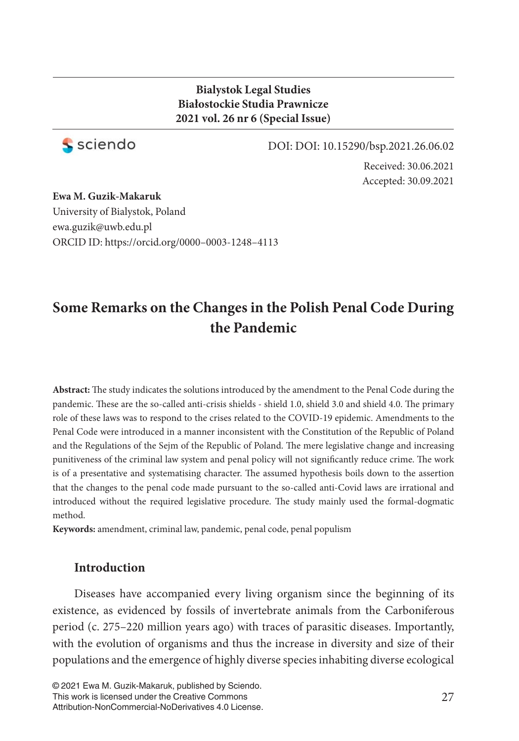**Bialystok Legal Studies**
**Białostockie Studia Prawnicze**
**2021 vol. 26 nr 6 (Special Issue)**

sciendo

DOI: DOI: 10.15290/bsp.2021.26.06.02

Received: 30.06.2021
Accepted: 30.09.2021

**Ewa M. Guzik-Makaruk**
University of Bialystok, Poland
ewa.guzik@uwb.edu.pl
ORCID ID: https://orcid.org/0000–0003-1248–4113

# Some Remarks on the Changes in the Polish Penal Code During the Pandemic

**Abstract:** The study indicates the solutions introduced by the amendment to the Penal Code during the pandemic. These are the so-called anti-crisis shields - shield 1.0, shield 3.0 and shield 4.0. The primary role of these laws was to respond to the crises related to the COVID-19 epidemic. Amendments to the Penal Code were introduced in a manner inconsistent with the Constitution of the Republic of Poland and the Regulations of the Sejm of the Republic of Poland. The mere legislative change and increasing punitiveness of the criminal law system and penal policy will not significantly reduce crime. The work is of a presentative and systematising character. The assumed hypothesis boils down to the assertion that the changes to the penal code made pursuant to the so-called anti-Covid laws are irrational and introduced without the required legislative procedure. The study mainly used the formal-dogmatic method.

**Keywords:** amendment, criminal law, pandemic, penal code, penal populism

## Introduction

Diseases have accompanied every living organism since the beginning of its existence, as evidenced by fossils of invertebrate animals from the Carboniferous period (c. 275–220 million years ago) with traces of parasitic diseases. Importantly, with the evolution of organisms and thus the increase in diversity and size of their populations and the emergence of highly diverse species inhabiting diverse ecological

© 2021 Ewa M. Guzik-Makaruk, published by Sciendo.
This work is licensed under the Creative Commons Attribution-NonCommercial-NoDerivatives 4.0 License.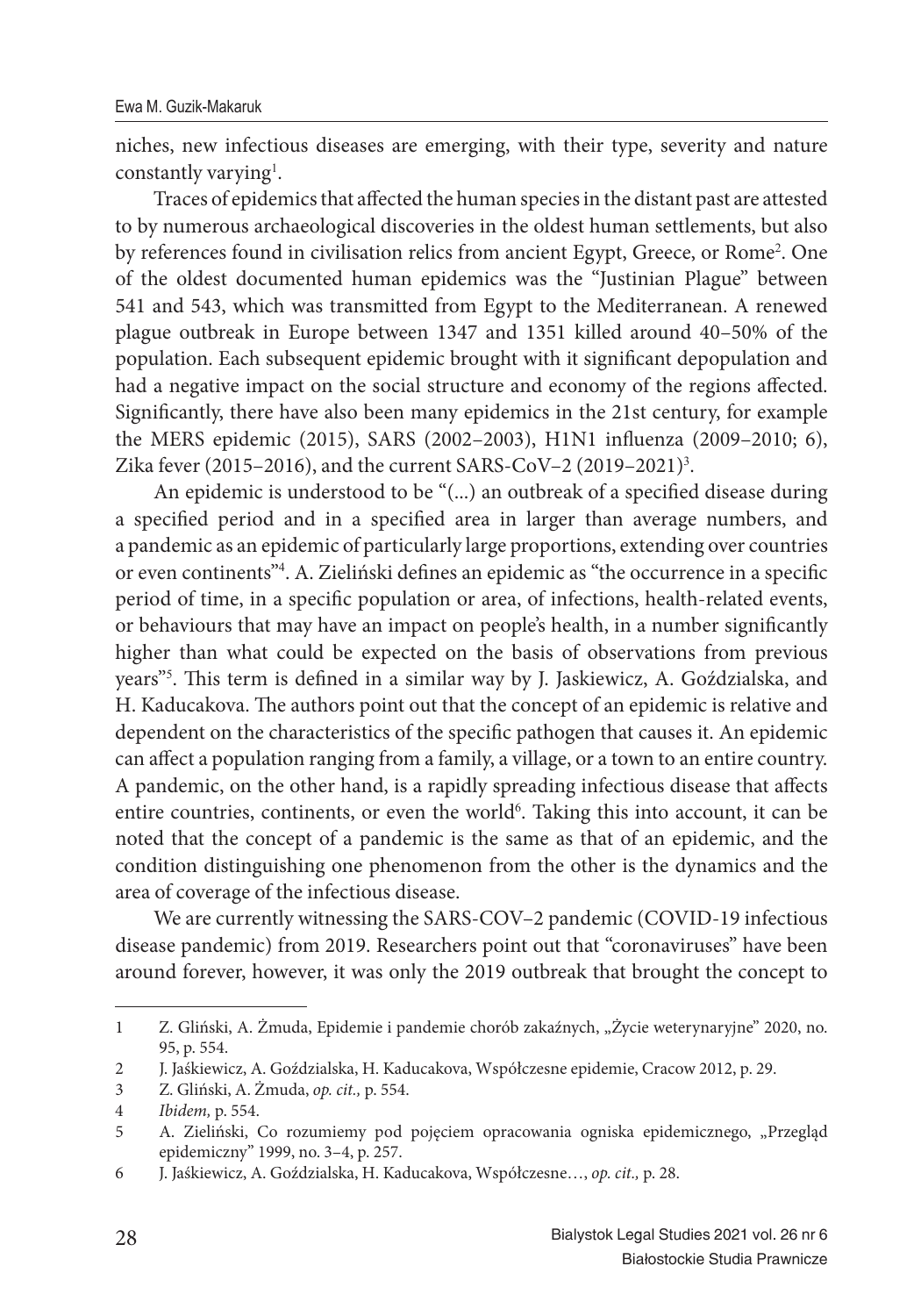niches, new infectious diseases are emerging, with their type, severity and nature constantly varying[1].

Traces of epidemics that affected the human species in the distant past are attested to by numerous archaeological discoveries in the oldest human settlements, but also by references found in civilisation relics from ancient Egypt, Greece, or Rome[2]. One of the oldest documented human epidemics was the "Justinian Plague" between 541 and 543, which was transmitted from Egypt to the Mediterranean. A renewed plague outbreak in Europe between 1347 and 1351 killed around 40–50% of the population. Each subsequent epidemic brought with it significant depopulation and had a negative impact on the social structure and economy of the regions affected. Significantly, there have also been many epidemics in the 21st century, for example the MERS epidemic (2015), SARS (2002–2003), H1N1 influenza (2009–2010; 6), Zika fever (2015–2016), and the current SARS-CoV–2 (2019–2021)[3].

An epidemic is understood to be "(...) an outbreak of a specified disease during a specified period and in a specified area in larger than average numbers, and a pandemic as an epidemic of particularly large proportions, extending over countries or even continents"[4]. A. Zieliński defines an epidemic as "the occurrence in a specific period of time, in a specific population or area, of infections, health-related events, or behaviours that may have an impact on people's health, in a number significantly higher than what could be expected on the basis of observations from previous years"[5]. This term is defined in a similar way by J. Jaskiewicz, A. Goździalska, and H. Kaducakova. The authors point out that the concept of an epidemic is relative and dependent on the characteristics of the specific pathogen that causes it. An epidemic can affect a population ranging from a family, a village, or a town to an entire country. A pandemic, on the other hand, is a rapidly spreading infectious disease that affects entire countries, continents, or even the world[6]. Taking this into account, it can be noted that the concept of a pandemic is the same as that of an epidemic, and the condition distinguishing one phenomenon from the other is the dynamics and the area of coverage of the infectious disease.

We are currently witnessing the SARS-COV–2 pandemic (COVID-19 infectious disease pandemic) from 2019. Researchers point out that "coronaviruses" have been around forever, however, it was only the 2019 outbreak that brought the concept to

---

1 Z. Gliński, A. Żmuda, Epidemie i pandemie chorób zakaźnych, „Życie weterynaryjne" 2020, no. 95, p. 554.

2 J. Jaśkiewicz, A. Goździalska, H. Kaducakova, Współczesne epidemie, Cracow 2012, p. 29.

3 Z. Gliński, A. Żmuda, *op. cit.,* p. 554.

4 *Ibidem,* p. 554.

5 A. Zieliński, Co rozumiemy pod pojęciem opracowania ogniska epidemicznego, „Przegląd epidemiczny" 1999, no. 3–4, p. 257.

6 J. Jaśkiewicz, A. Goździalska, H. Kaducakova, Współczesne…, *op. cit.,* p. 28.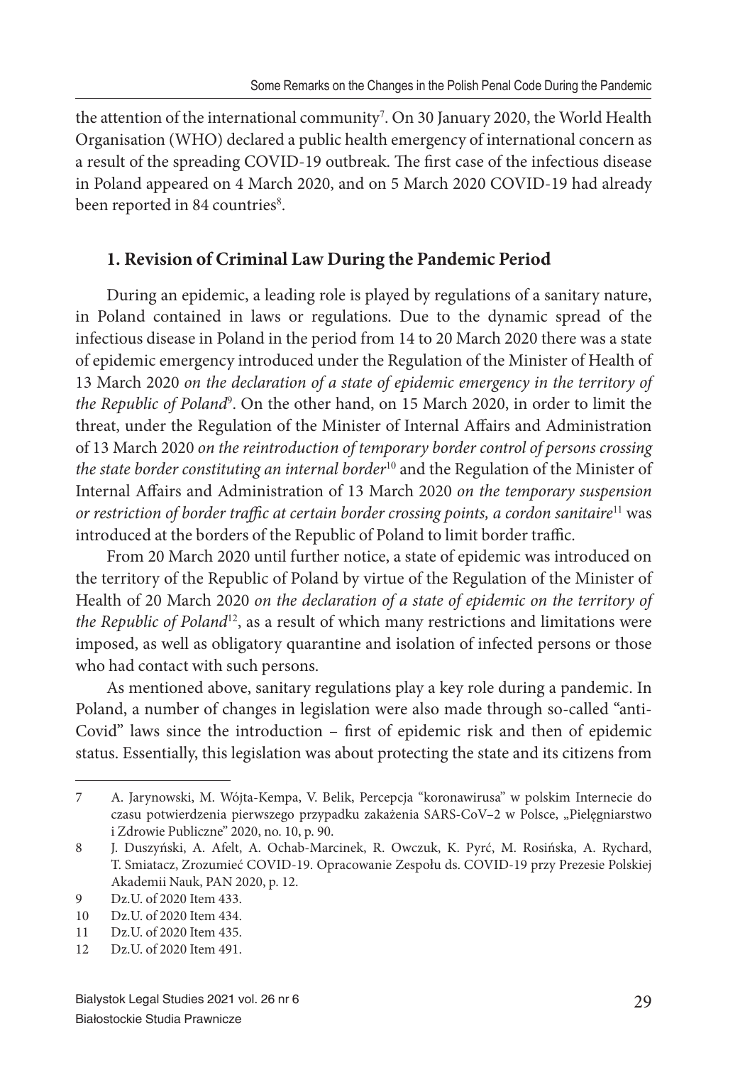the attention of the international community[7]. On 30 January 2020, the World Health Organisation (WHO) declared a public health emergency of international concern as a result of the spreading COVID-19 outbreak. The first case of the infectious disease in Poland appeared on 4 March 2020, and on 5 March 2020 COVID-19 had already been reported in 84 countries[8].

## 1. Revision of Criminal Law During the Pandemic Period

During an epidemic, a leading role is played by regulations of a sanitary nature, in Poland contained in laws or regulations. Due to the dynamic spread of the infectious disease in Poland in the period from 14 to 20 March 2020 there was a state of epidemic emergency introduced under the Regulation of the Minister of Health of 13 March 2020 *on the declaration of a state of epidemic emergency in the territory of the Republic of Poland*[9]. On the other hand, on 15 March 2020, in order to limit the threat, under the Regulation of the Minister of Internal Affairs and Administration of 13 March 2020 *on the reintroduction of temporary border control of persons crossing the state border constituting an internal border*[10] and the Regulation of the Minister of Internal Affairs and Administration of 13 March 2020 *on the temporary suspension or restriction of border traffic at certain border crossing points, a cordon sanitaire*[11] was introduced at the borders of the Republic of Poland to limit border traffic.

From 20 March 2020 until further notice, a state of epidemic was introduced on the territory of the Republic of Poland by virtue of the Regulation of the Minister of Health of 20 March 2020 *on the declaration of a state of epidemic on the territory of the Republic of Poland*[12], as a result of which many restrictions and limitations were imposed, as well as obligatory quarantine and isolation of infected persons or those who had contact with such persons.

As mentioned above, sanitary regulations play a key role during a pandemic. In Poland, a number of changes in legislation were also made through so-called "anti-Covid" laws since the introduction – first of epidemic risk and then of epidemic status. Essentially, this legislation was about protecting the state and its citizens from

---

7 A. Jarynowski, M. Wójta-Kempa, V. Belik, Percepcja "koronawirusa" w polskim Internecie do czasu potwierdzenia pierwszego przypadku zakażenia SARS-CoV–2 w Polsce, „Pielęgniarstwo i Zdrowie Publiczne" 2020, no. 10, p. 90.

8 J. Duszyński, A. Afelt, A. Ochab-Marcinek, R. Owczuk, K. Pyrć, M. Rosińska, A. Rychard, T. Smiatacz, Zrozumieć COVID-19. Opracowanie Zespołu ds. COVID-19 przy Prezesie Polskiej Akademii Nauk, PAN 2020, p. 12.

9 Dz.U. of 2020 Item 433.

10 Dz.U. of 2020 Item 434.

11 Dz.U. of 2020 Item 435.

12 Dz.U. of 2020 Item 491.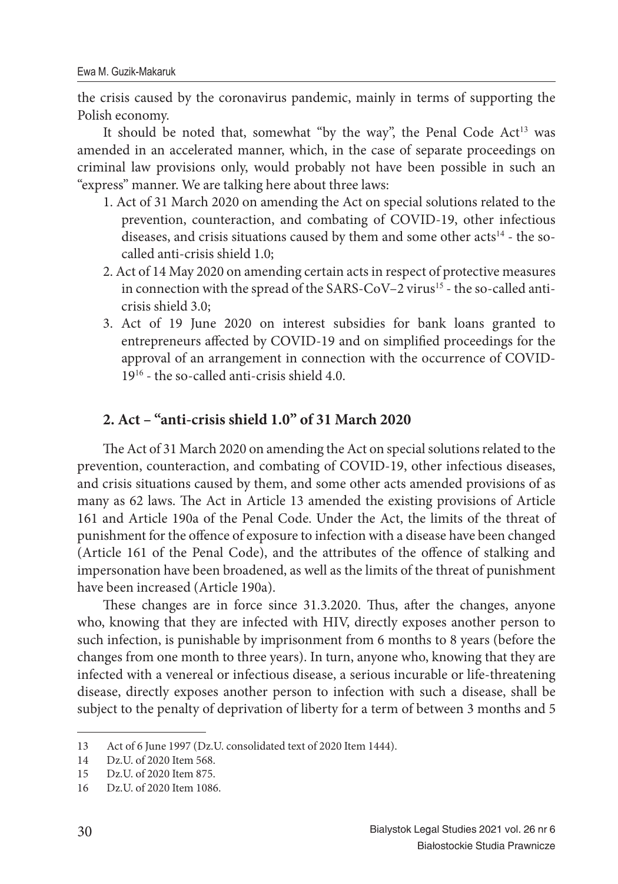the crisis caused by the coronavirus pandemic, mainly in terms of supporting the Polish economy.

It should be noted that, somewhat "by the way", the Penal Code Act[13] was amended in an accelerated manner, which, in the case of separate proceedings on criminal law provisions only, would probably not have been possible in such an "express" manner. We are talking here about three laws:

1. Act of 31 March 2020 on amending the Act on special solutions related to the prevention, counteraction, and combating of COVID-19, other infectious diseases, and crisis situations caused by them and some other acts[14] - the so-called anti-crisis shield 1.0;
2. Act of 14 May 2020 on amending certain acts in respect of protective measures in connection with the spread of the SARS-CoV–2 virus[15] - the so-called anti-crisis shield 3.0;
3. Act of 19 June 2020 on interest subsidies for bank loans granted to entrepreneurs affected by COVID-19 and on simplified proceedings for the approval of an arrangement in connection with the occurrence of COVID-19[16] - the so-called anti-crisis shield 4.0.

## 2. Act – "anti-crisis shield 1.0" of 31 March 2020

The Act of 31 March 2020 on amending the Act on special solutions related to the prevention, counteraction, and combating of COVID-19, other infectious diseases, and crisis situations caused by them, and some other acts amended provisions of as many as 62 laws. The Act in Article 13 amended the existing provisions of Article 161 and Article 190a of the Penal Code. Under the Act, the limits of the threat of punishment for the offence of exposure to infection with a disease have been changed (Article 161 of the Penal Code), and the attributes of the offence of stalking and impersonation have been broadened, as well as the limits of the threat of punishment have been increased (Article 190a).

These changes are in force since 31.3.2020. Thus, after the changes, anyone who, knowing that they are infected with HIV, directly exposes another person to such infection, is punishable by imprisonment from 6 months to 8 years (before the changes from one month to three years). In turn, anyone who, knowing that they are infected with a venereal or infectious disease, a serious incurable or life-threatening disease, directly exposes another person to infection with such a disease, shall be subject to the penalty of deprivation of liberty for a term of between 3 months and 5

---

13 Act of 6 June 1997 (Dz.U. consolidated text of 2020 Item 1444).

14 Dz.U. of 2020 Item 568.

15 Dz.U. of 2020 Item 875.

16 Dz.U. of 2020 Item 1086.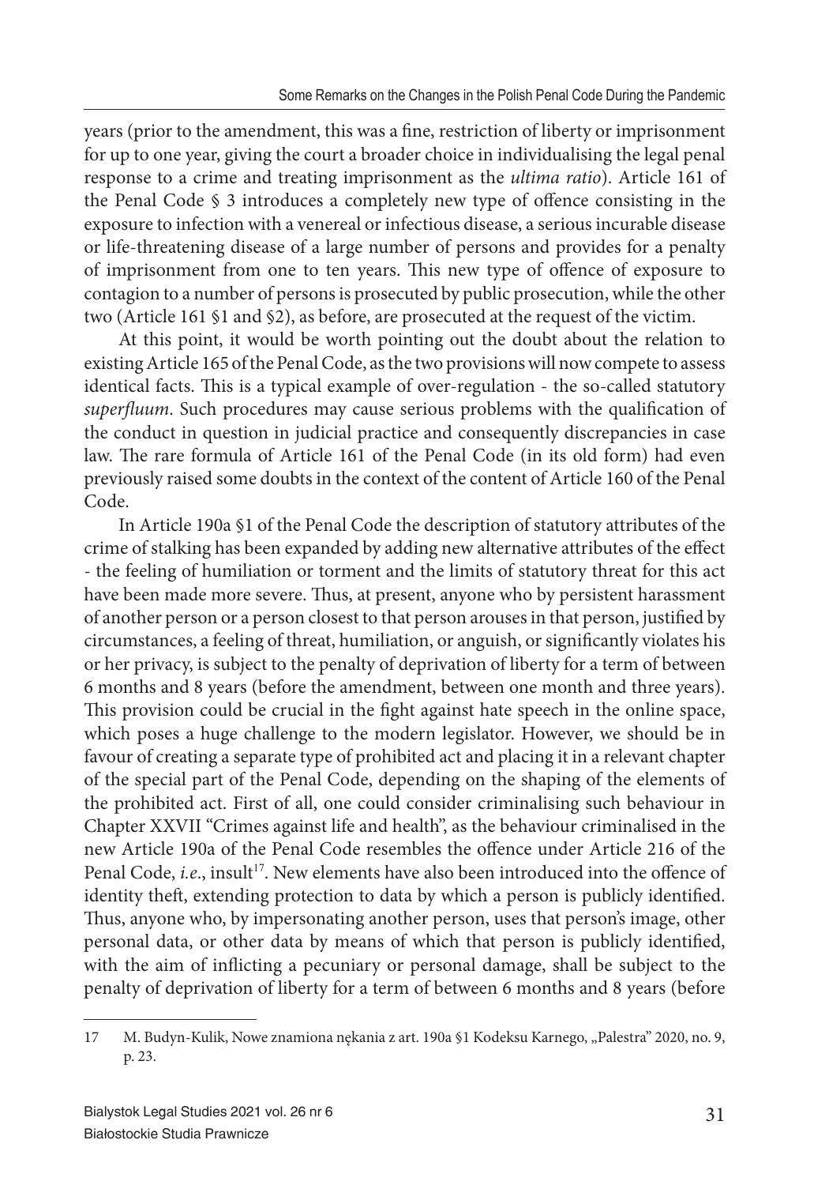years (prior to the amendment, this was a fine, restriction of liberty or imprisonment for up to one year, giving the court a broader choice in individualising the legal penal response to a crime and treating imprisonment as the *ultima ratio*). Article 161 of the Penal Code § 3 introduces a completely new type of offence consisting in the exposure to infection with a venereal or infectious disease, a serious incurable disease or life-threatening disease of a large number of persons and provides for a penalty of imprisonment from one to ten years. This new type of offence of exposure to contagion to a number of persons is prosecuted by public prosecution, while the other two (Article 161 §1 and §2), as before, are prosecuted at the request of the victim.

At this point, it would be worth pointing out the doubt about the relation to existing Article 165 of the Penal Code, as the two provisions will now compete to assess identical facts. This is a typical example of over-regulation - the so-called statutory *superfluum*. Such procedures may cause serious problems with the qualification of the conduct in question in judicial practice and consequently discrepancies in case law. The rare formula of Article 161 of the Penal Code (in its old form) had even previously raised some doubts in the context of the content of Article 160 of the Penal Code.

In Article 190a §1 of the Penal Code the description of statutory attributes of the crime of stalking has been expanded by adding new alternative attributes of the effect - the feeling of humiliation or torment and the limits of statutory threat for this act have been made more severe. Thus, at present, anyone who by persistent harassment of another person or a person closest to that person arouses in that person, justified by circumstances, a feeling of threat, humiliation, or anguish, or significantly violates his or her privacy, is subject to the penalty of deprivation of liberty for a term of between 6 months and 8 years (before the amendment, between one month and three years). This provision could be crucial in the fight against hate speech in the online space, which poses a huge challenge to the modern legislator. However, we should be in favour of creating a separate type of prohibited act and placing it in a relevant chapter of the special part of the Penal Code, depending on the shaping of the elements of the prohibited act. First of all, one could consider criminalising such behaviour in Chapter XXVII "Crimes against life and health", as the behaviour criminalised in the new Article 190a of the Penal Code resembles the offence under Article 216 of the Penal Code, *i.e.*, insult[17]. New elements have also been introduced into the offence of identity theft, extending protection to data by which a person is publicly identified. Thus, anyone who, by impersonating another person, uses that person's image, other personal data, or other data by means of which that person is publicly identified, with the aim of inflicting a pecuniary or personal damage, shall be subject to the penalty of deprivation of liberty for a term of between 6 months and 8 years (before

---

17 M. Budyn-Kulik, Nowe znamiona nękania z art. 190a §1 Kodeksu Karnego, „Palestra" 2020, no. 9, p. 23.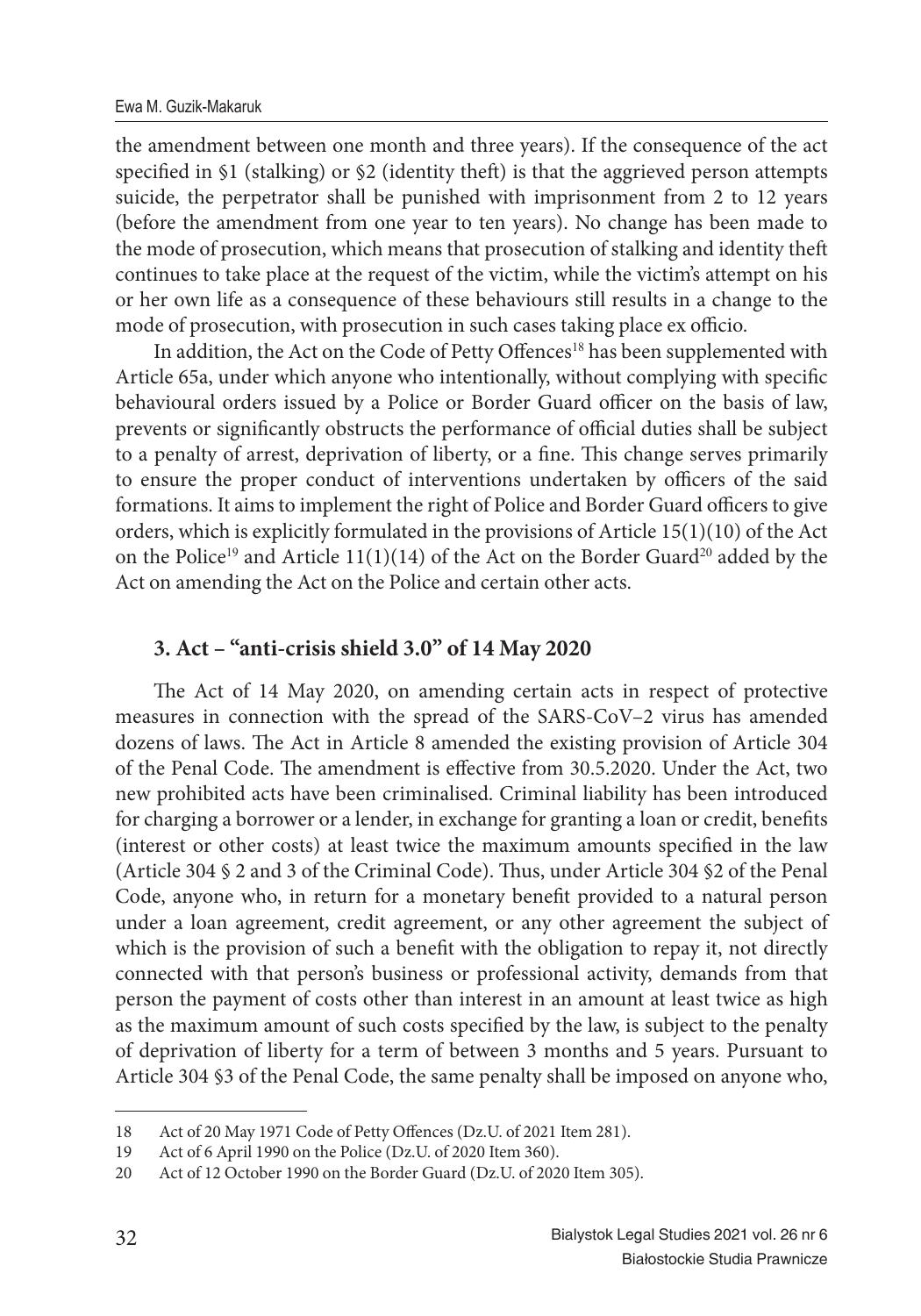the amendment between one month and three years). If the consequence of the act specified in §1 (stalking) or §2 (identity theft) is that the aggrieved person attempts suicide, the perpetrator shall be punished with imprisonment from 2 to 12 years (before the amendment from one year to ten years). No change has been made to the mode of prosecution, which means that prosecution of stalking and identity theft continues to take place at the request of the victim, while the victim's attempt on his or her own life as a consequence of these behaviours still results in a change to the mode of prosecution, with prosecution in such cases taking place ex officio.

In addition, the Act on the Code of Petty Offences[18] has been supplemented with Article 65a, under which anyone who intentionally, without complying with specific behavioural orders issued by a Police or Border Guard officer on the basis of law, prevents or significantly obstructs the performance of official duties shall be subject to a penalty of arrest, deprivation of liberty, or a fine. This change serves primarily to ensure the proper conduct of interventions undertaken by officers of the said formations. It aims to implement the right of Police and Border Guard officers to give orders, which is explicitly formulated in the provisions of Article 15(1)(10) of the Act on the Police[19] and Article 11(1)(14) of the Act on the Border Guard[20] added by the Act on amending the Act on the Police and certain other acts.

## 3. Act – "anti-crisis shield 3.0" of 14 May 2020

The Act of 14 May 2020, on amending certain acts in respect of protective measures in connection with the spread of the SARS-CoV–2 virus has amended dozens of laws. The Act in Article 8 amended the existing provision of Article 304 of the Penal Code. The amendment is effective from 30.5.2020. Under the Act, two new prohibited acts have been criminalised. Criminal liability has been introduced for charging a borrower or a lender, in exchange for granting a loan or credit, benefits (interest or other costs) at least twice the maximum amounts specified in the law (Article 304 § 2 and 3 of the Criminal Code). Thus, under Article 304 §2 of the Penal Code, anyone who, in return for a monetary benefit provided to a natural person under a loan agreement, credit agreement, or any other agreement the subject of which is the provision of such a benefit with the obligation to repay it, not directly connected with that person's business or professional activity, demands from that person the payment of costs other than interest in an amount at least twice as high as the maximum amount of such costs specified by the law, is subject to the penalty of deprivation of liberty for a term of between 3 months and 5 years. Pursuant to Article 304 §3 of the Penal Code, the same penalty shall be imposed on anyone who,

---

18 Act of 20 May 1971 Code of Petty Offences (Dz.U. of 2021 Item 281).

19 Act of 6 April 1990 on the Police (Dz.U. of 2020 Item 360).

20 Act of 12 October 1990 on the Border Guard (Dz.U. of 2020 Item 305).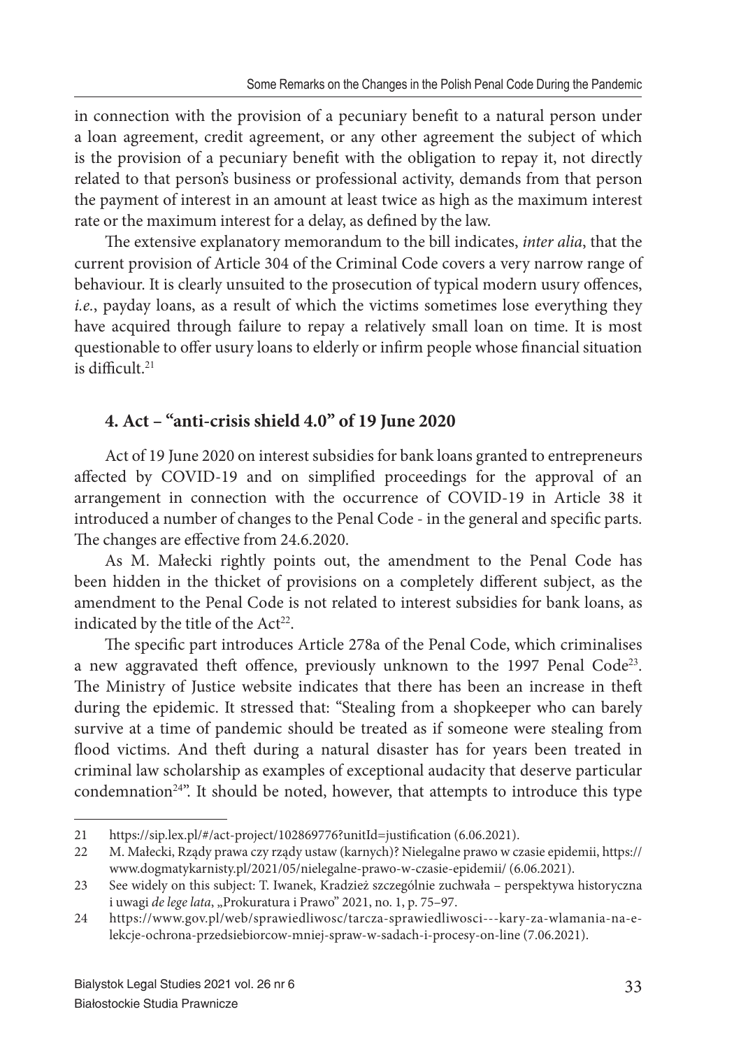in connection with the provision of a pecuniary benefit to a natural person under a loan agreement, credit agreement, or any other agreement the subject of which is the provision of a pecuniary benefit with the obligation to repay it, not directly related to that person's business or professional activity, demands from that person the payment of interest in an amount at least twice as high as the maximum interest rate or the maximum interest for a delay, as defined by the law.

The extensive explanatory memorandum to the bill indicates, *inter alia*, that the current provision of Article 304 of the Criminal Code covers a very narrow range of behaviour. It is clearly unsuited to the prosecution of typical modern usury offences, *i.e.*, payday loans, as a result of which the victims sometimes lose everything they have acquired through failure to repay a relatively small loan on time. It is most questionable to offer usury loans to elderly or infirm people whose financial situation is difficult.[21]

## 4. Act – "anti-crisis shield 4.0" of 19 June 2020

Act of 19 June 2020 on interest subsidies for bank loans granted to entrepreneurs affected by COVID-19 and on simplified proceedings for the approval of an arrangement in connection with the occurrence of COVID-19 in Article 38 it introduced a number of changes to the Penal Code - in the general and specific parts. The changes are effective from 24.6.2020.

As M. Małecki rightly points out, the amendment to the Penal Code has been hidden in the thicket of provisions on a completely different subject, as the amendment to the Penal Code is not related to interest subsidies for bank loans, as indicated by the title of the Act[22].

The specific part introduces Article 278a of the Penal Code, which criminalises a new aggravated theft offence, previously unknown to the 1997 Penal Code[23]. The Ministry of Justice website indicates that there has been an increase in theft during the epidemic. It stressed that: "Stealing from a shopkeeper who can barely survive at a time of pandemic should be treated as if someone were stealing from flood victims. And theft during a natural disaster has for years been treated in criminal law scholarship as examples of exceptional audacity that deserve particular condemnation[24]". It should be noted, however, that attempts to introduce this type

---

21 https://sip.lex.pl/#/act-project/102869776?unitId=justification (6.06.2021).

22 M. Małecki, Rządy prawa czy rządy ustaw (karnych)? Nielegalne prawo w czasie epidemii, https://www.dogmatykarnisty.pl/2021/05/nielegalne-prawo-w-czasie-epidemii/ (6.06.2021).

23 See widely on this subject: T. Iwanek, Kradzież szczególnie zuchwała – perspektywa historyczna i uwagi *de lege lata*, „Prokuratura i Prawo" 2021, no. 1, p. 75–97.

24 https://www.gov.pl/web/sprawiedliwosc/tarcza-sprawiedliwosci---kary-za-wlamania-na-e-lekcje-ochrona-przedsiebiorcow-mniej-spraw-w-sadach-i-procesy-on-line (7.06.2021).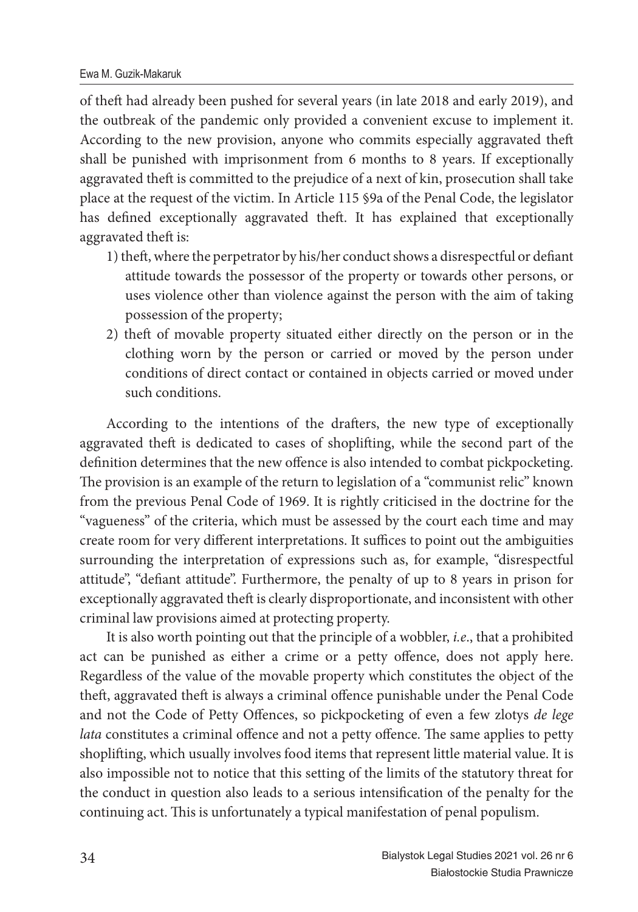of theft had already been pushed for several years (in late 2018 and early 2019), and the outbreak of the pandemic only provided a convenient excuse to implement it. According to the new provision, anyone who commits especially aggravated theft shall be punished with imprisonment from 6 months to 8 years. If exceptionally aggravated theft is committed to the prejudice of a next of kin, prosecution shall take place at the request of the victim. In Article 115 §9a of the Penal Code, the legislator has defined exceptionally aggravated theft. It has explained that exceptionally aggravated theft is:

1) theft, where the perpetrator by his/her conduct shows a disrespectful or defiant attitude towards the possessor of the property or towards other persons, or uses violence other than violence against the person with the aim of taking possession of the property;
2) theft of movable property situated either directly on the person or in the clothing worn by the person or carried or moved by the person under conditions of direct contact or contained in objects carried or moved under such conditions.

According to the intentions of the drafters, the new type of exceptionally aggravated theft is dedicated to cases of shoplifting, while the second part of the definition determines that the new offence is also intended to combat pickpocketing. The provision is an example of the return to legislation of a "communist relic" known from the previous Penal Code of 1969. It is rightly criticised in the doctrine for the "vagueness" of the criteria, which must be assessed by the court each time and may create room for very different interpretations. It suffices to point out the ambiguities surrounding the interpretation of expressions such as, for example, "disrespectful attitude", "defiant attitude". Furthermore, the penalty of up to 8 years in prison for exceptionally aggravated theft is clearly disproportionate, and inconsistent with other criminal law provisions aimed at protecting property.

It is also worth pointing out that the principle of a wobbler, *i.e*., that a prohibited act can be punished as either a crime or a petty offence, does not apply here. Regardless of the value of the movable property which constitutes the object of the theft, aggravated theft is always a criminal offence punishable under the Penal Code and not the Code of Petty Offences, so pickpocketing of even a few zlotys *de lege lata* constitutes a criminal offence and not a petty offence. The same applies to petty shoplifting, which usually involves food items that represent little material value. It is also impossible not to notice that this setting of the limits of the statutory threat for the conduct in question also leads to a serious intensification of the penalty for the continuing act. This is unfortunately a typical manifestation of penal populism.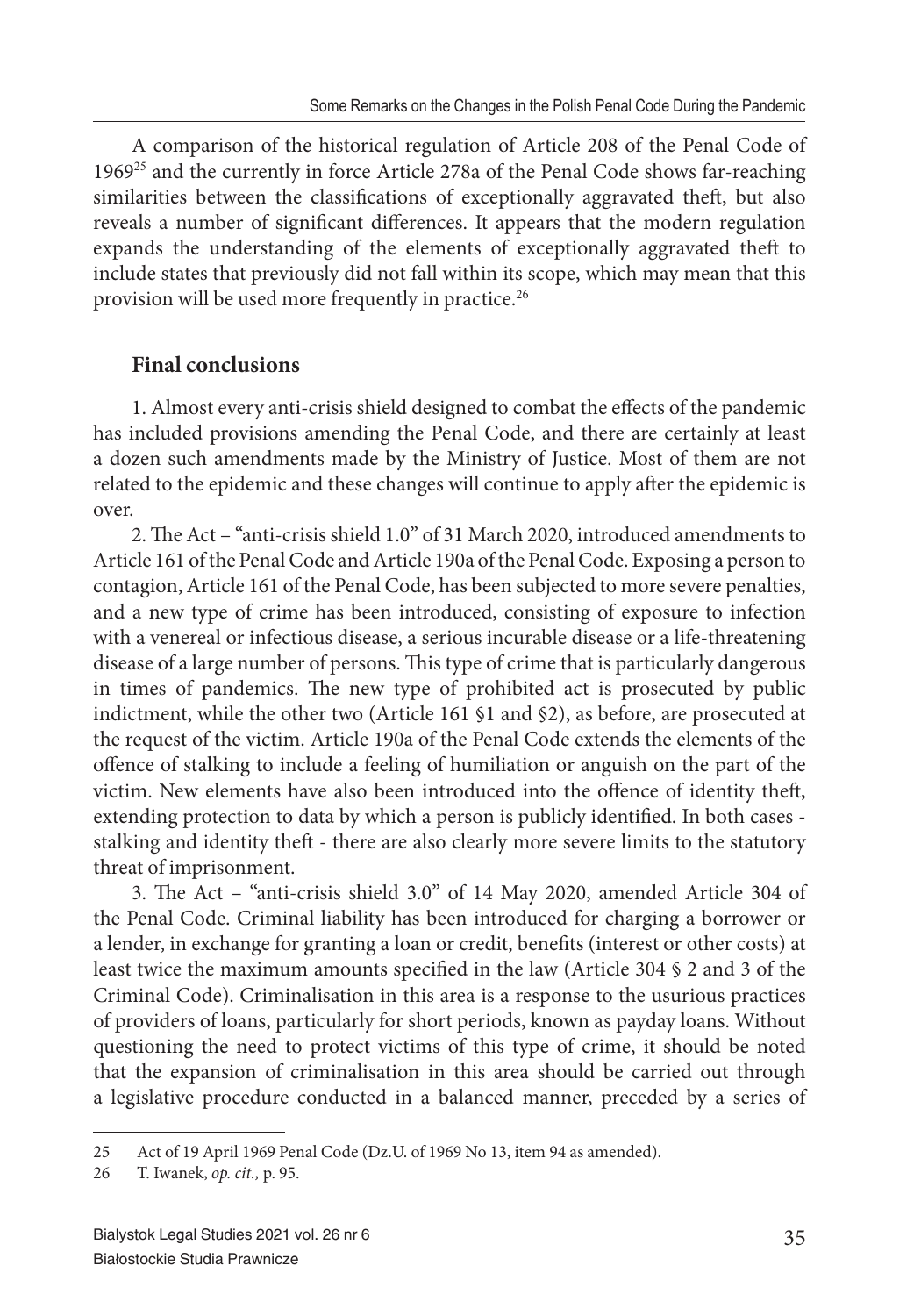A comparison of the historical regulation of Article 208 of the Penal Code of 1969[25] and the currently in force Article 278a of the Penal Code shows far-reaching similarities between the classifications of exceptionally aggravated theft, but also reveals a number of significant differences. It appears that the modern regulation expands the understanding of the elements of exceptionally aggravated theft to include states that previously did not fall within its scope, which may mean that this provision will be used more frequently in practice.[26]

## Final conclusions

1. Almost every anti-crisis shield designed to combat the effects of the pandemic has included provisions amending the Penal Code, and there are certainly at least a dozen such amendments made by the Ministry of Justice. Most of them are not related to the epidemic and these changes will continue to apply after the epidemic is over.

2. The Act – "anti-crisis shield 1.0" of 31 March 2020, introduced amendments to Article 161 of the Penal Code and Article 190a of the Penal Code. Exposing a person to contagion, Article 161 of the Penal Code, has been subjected to more severe penalties, and a new type of crime has been introduced, consisting of exposure to infection with a venereal or infectious disease, a serious incurable disease or a life-threatening disease of a large number of persons. This type of crime that is particularly dangerous in times of pandemics. The new type of prohibited act is prosecuted by public indictment, while the other two (Article 161 §1 and §2), as before, are prosecuted at the request of the victim. Article 190a of the Penal Code extends the elements of the offence of stalking to include a feeling of humiliation or anguish on the part of the victim. New elements have also been introduced into the offence of identity theft, extending protection to data by which a person is publicly identified. In both cases - stalking and identity theft - there are also clearly more severe limits to the statutory threat of imprisonment.

3. The Act – "anti-crisis shield 3.0" of 14 May 2020, amended Article 304 of the Penal Code. Criminal liability has been introduced for charging a borrower or a lender, in exchange for granting a loan or credit, benefits (interest or other costs) at least twice the maximum amounts specified in the law (Article 304 § 2 and 3 of the Criminal Code). Criminalisation in this area is a response to the usurious practices of providers of loans, particularly for short periods, known as payday loans. Without questioning the need to protect victims of this type of crime, it should be noted that the expansion of criminalisation in this area should be carried out through a legislative procedure conducted in a balanced manner, preceded by a series of

---

[25] Act of 19 April 1969 Penal Code (Dz.U. of 1969 No 13, item 94 as amended).

[26] T. Iwanek, *op. cit.,* p. 95.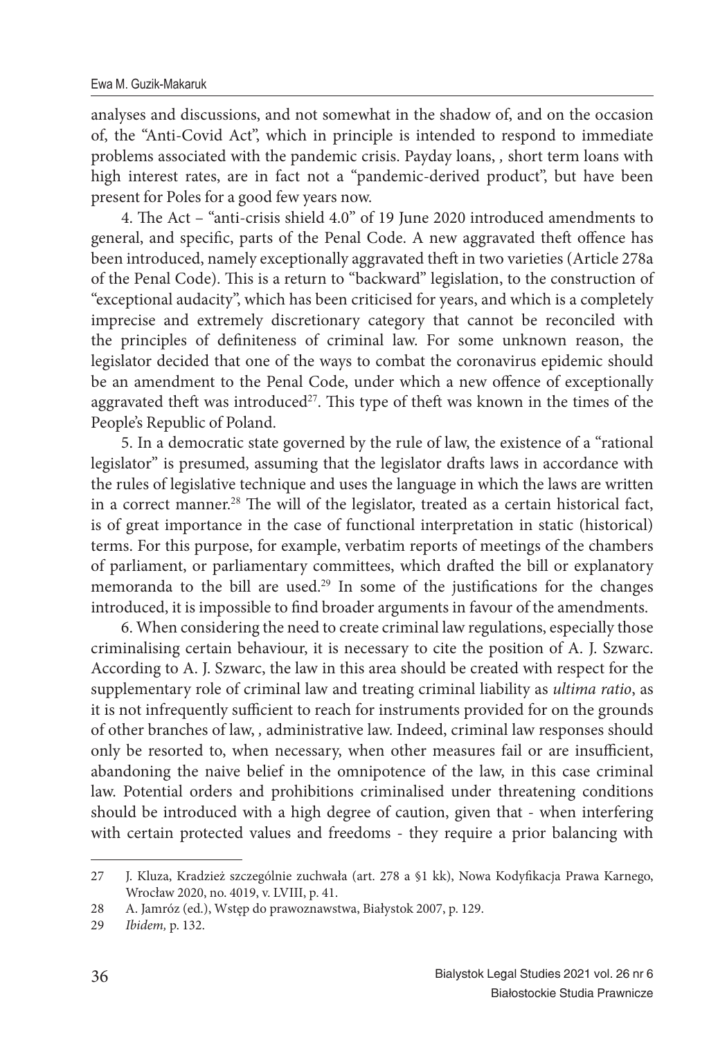analyses and discussions, and not somewhat in the shadow of, and on the occasion of, the "Anti-Covid Act", which in principle is intended to respond to immediate problems associated with the pandemic crisis. Payday loans, , short term loans with high interest rates, are in fact not a "pandemic-derived product", but have been present for Poles for a good few years now.

4. The Act – "anti-crisis shield 4.0" of 19 June 2020 introduced amendments to general, and specific, parts of the Penal Code. A new aggravated theft offence has been introduced, namely exceptionally aggravated theft in two varieties (Article 278a of the Penal Code). This is a return to "backward" legislation, to the construction of "exceptional audacity", which has been criticised for years, and which is a completely imprecise and extremely discretionary category that cannot be reconciled with the principles of definiteness of criminal law. For some unknown reason, the legislator decided that one of the ways to combat the coronavirus epidemic should be an amendment to the Penal Code, under which a new offence of exceptionally aggravated theft was introduced[27]. This type of theft was known in the times of the People's Republic of Poland.

5. In a democratic state governed by the rule of law, the existence of a "rational legislator" is presumed, assuming that the legislator drafts laws in accordance with the rules of legislative technique and uses the language in which the laws are written in a correct manner.[28] The will of the legislator, treated as a certain historical fact, is of great importance in the case of functional interpretation in static (historical) terms. For this purpose, for example, verbatim reports of meetings of the chambers of parliament, or parliamentary committees, which drafted the bill or explanatory memoranda to the bill are used.[29] In some of the justifications for the changes introduced, it is impossible to find broader arguments in favour of the amendments.

6. When considering the need to create criminal law regulations, especially those criminalising certain behaviour, it is necessary to cite the position of A. J. Szwarc. According to A. J. Szwarc, the law in this area should be created with respect for the supplementary role of criminal law and treating criminal liability as *ultima ratio*, as it is not infrequently sufficient to reach for instruments provided for on the grounds of other branches of law, , administrative law. Indeed, criminal law responses should only be resorted to, when necessary, when other measures fail or are insufficient, abandoning the naive belief in the omnipotence of the law, in this case criminal law. Potential orders and prohibitions criminalised under threatening conditions should be introduced with a high degree of caution, given that - when interfering with certain protected values and freedoms - they require a prior balancing with

---

27 J. Kluza, Kradzież szczególnie zuchwała (art. 278 a §1 kk), Nowa Kodyfikacja Prawa Karnego, Wrocław 2020, no. 4019, v. LVIII, p. 41.

28 A. Jamróz (ed.), Wstęp do prawoznawstwa, Białystok 2007, p. 129.

29 *Ibidem,* p. 132.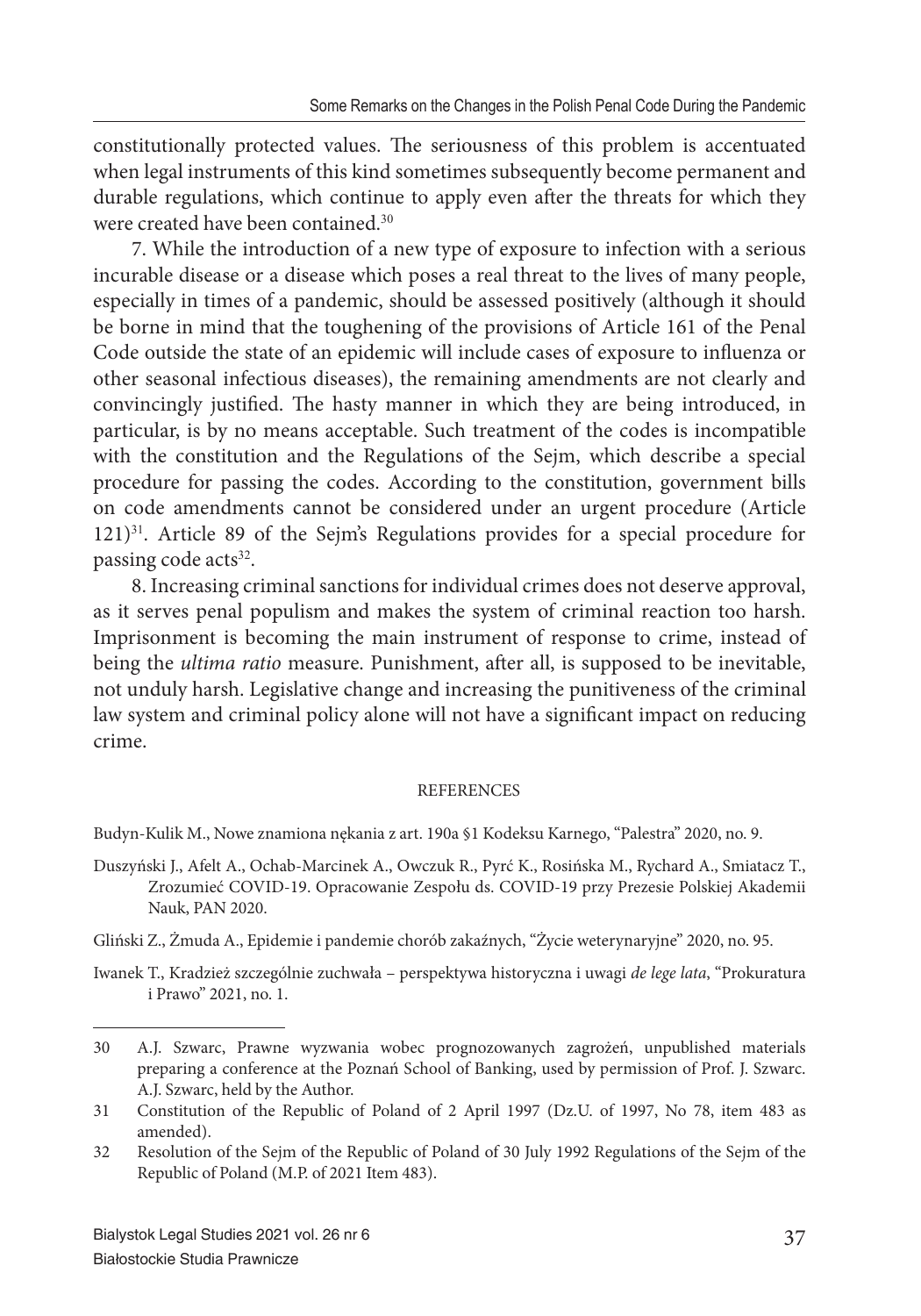constitutionally protected values. The seriousness of this problem is accentuated when legal instruments of this kind sometimes subsequently become permanent and durable regulations, which continue to apply even after the threats for which they were created have been contained.[30]

7. While the introduction of a new type of exposure to infection with a serious incurable disease or a disease which poses a real threat to the lives of many people, especially in times of a pandemic, should be assessed positively (although it should be borne in mind that the toughening of the provisions of Article 161 of the Penal Code outside the state of an epidemic will include cases of exposure to influenza or other seasonal infectious diseases), the remaining amendments are not clearly and convincingly justified. The hasty manner in which they are being introduced, in particular, is by no means acceptable. Such treatment of the codes is incompatible with the constitution and the Regulations of the Sejm, which describe a special procedure for passing the codes. According to the constitution, government bills on code amendments cannot be considered under an urgent procedure (Article 121)[31]. Article 89 of the Sejm's Regulations provides for a special procedure for passing code acts[32].

8. Increasing criminal sanctions for individual crimes does not deserve approval, as it serves penal populism and makes the system of criminal reaction too harsh. Imprisonment is becoming the main instrument of response to crime, instead of being the *ultima ratio* measure. Punishment, after all, is supposed to be inevitable, not unduly harsh. Legislative change and increasing the punitiveness of the criminal law system and criminal policy alone will not have a significant impact on reducing crime.

## REFERENCES

Budyn-Kulik M., Nowe znamiona nękania z art. 190a §1 Kodeksu Karnego, "Palestra" 2020, no. 9.

Duszyński J., Afelt A., Ochab-Marcinek A., Owczuk R., Pyrć K., Rosińska M., Rychard A., Smiatacz T., Zrozumieć COVID-19. Opracowanie Zespołu ds. COVID-19 przy Prezesie Polskiej Akademii Nauk, PAN 2020.

Gliński Z., Żmuda A., Epidemie i pandemie chorób zakaźnych, "Życie weterynaryjne" 2020, no. 95.

Iwanek T., Kradzież szczególnie zuchwała – perspektywa historyczna i uwagi *de lege lata*, "Prokuratura i Prawo" 2021, no. 1.

---

30 A.J. Szwarc, Prawne wyzwania wobec prognozowanych zagrożeń, unpublished materials preparing a conference at the Poznań School of Banking, used by permission of Prof. J. Szwarc. A.J. Szwarc, held by the Author.

31 Constitution of the Republic of Poland of 2 April 1997 (Dz.U. of 1997, No 78, item 483 as amended).

32 Resolution of the Sejm of the Republic of Poland of 30 July 1992 Regulations of the Sejm of the Republic of Poland (M.P. of 2021 Item 483).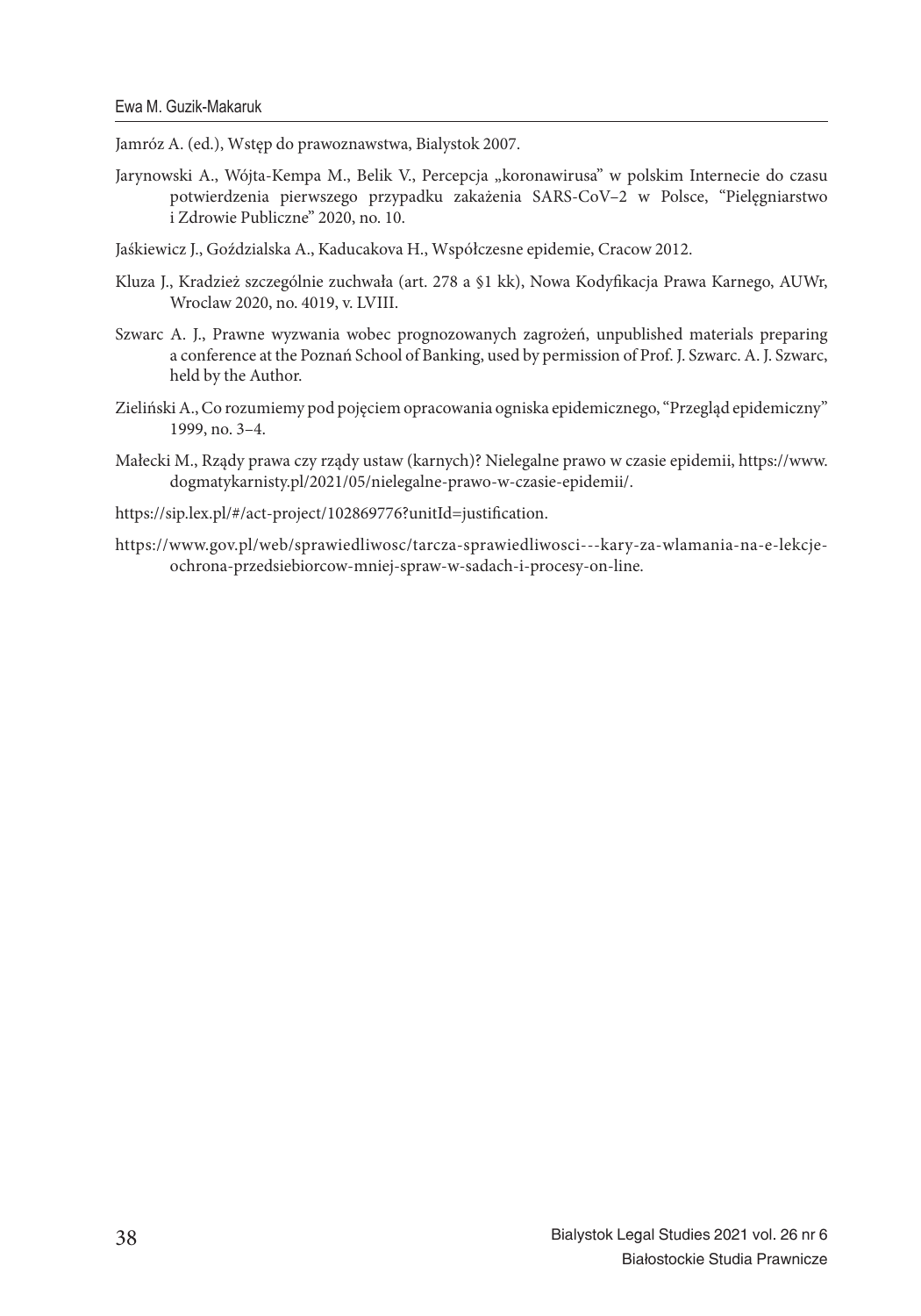Jamróz A. (ed.), Wstęp do prawoznawstwa, Bialystok 2007.

Jarynowski A., Wójta-Kempa M., Belik V., Percepcja „koronawirusa" w polskim Internecie do czasu potwierdzenia pierwszego przypadku zakażenia SARS-CoV–2 w Polsce, "Pielęgniarstwo i Zdrowie Publiczne" 2020, no. 10.

Jaśkiewicz J., Goździalska A., Kaducakova H., Współczesne epidemie, Cracow 2012.

Kluza J., Kradzież szczególnie zuchwała (art. 278 a §1 kk), Nowa Kodyfikacja Prawa Karnego, AUWr, Wroclaw 2020, no. 4019, v. LVIII.

Szwarc A. J., Prawne wyzwania wobec prognozowanych zagrożeń, unpublished materials preparing a conference at the Poznań School of Banking, used by permission of Prof. J. Szwarc. A. J. Szwarc, held by the Author.

Zieliński A., Co rozumiemy pod pojęciem opracowania ogniska epidemicznego, "Przegląd epidemiczny" 1999, no. 3–4.

Małecki M., Rządy prawa czy rządy ustaw (karnych)? Nielegalne prawo w czasie epidemii, https://www.dogmatykarnisty.pl/2021/05/nielegalne-prawo-w-czasie-epidemii/.

https://sip.lex.pl/#/act-project/102869776?unitId=justification.

https://www.gov.pl/web/sprawiedliwosc/tarcza-sprawiedliwosci---kary-za-wlamania-na-e-lekcje-ochrona-przedsiebiorcow-mniej-spraw-w-sadach-i-procesy-on-line.